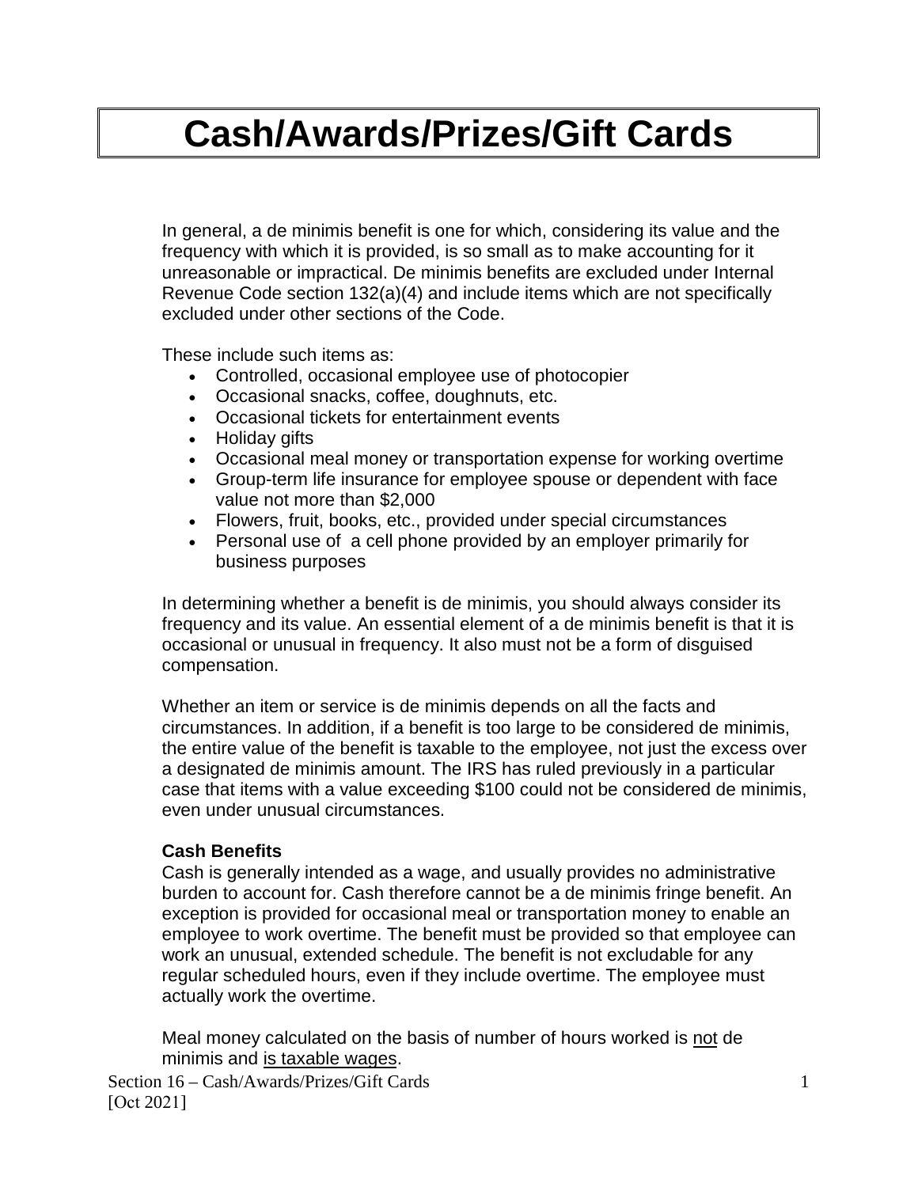# Cash/Awards/Prizes/Gift Cards

In general, a de minimis benefit is one for which, considering its value and the frequency with which it is provided, is so small as to make accounting for it unreasonable or impractical. De minimis benefits are excluded under Internal Revenue Code section 132(a)(4) and include items which are not specifically excluded under other sections of the Code.

These include such items as:

- Controlled, occasional employee use of photocopier
- Occasional snacks, coffee, doughnuts, etc.
- Occasional tickets for entertainment events
- Holiday gifts
- Occasional meal money or transportation expense for working overtime
- Group-term life insurance for employee spouse or dependent with face value not more than $2,000
- Flowers, fruit, books, etc., provided under special circumstances
- Personal use of a cell phone provided by an employer primarily for business purposes

In determining whether a benefit is de minimis, you should always consider its frequency and its value. An essential element of a de minimis benefit is that it is occasional or unusual in frequency. It also must not be a form of disguised compensation.

Whether an item or service is de minimis depends on all the facts and circumstances. In addition, if a benefit is too large to be considered de minimis, the entire value of the benefit is taxable to the employee, not just the excess over a designated de minimis amount. The IRS has ruled previously in a particular case that items with a value exceeding $100 could not be considered de minimis, even under unusual circumstances.

**Cash Benefits**

Cash is generally intended as a wage, and usually provides no administrative burden to account for. Cash therefore cannot be a de minimis fringe benefit. An exception is provided for occasional meal or transportation money to enable an employee to work overtime. The benefit must be provided so that employee can work an unusual, extended schedule. The benefit is not excludable for any regular scheduled hours, even if they include overtime. The employee must actually work the overtime.

Meal money calculated on the basis of number of hours worked is <u>not</u> de minimis and <u>is taxable wages</u>.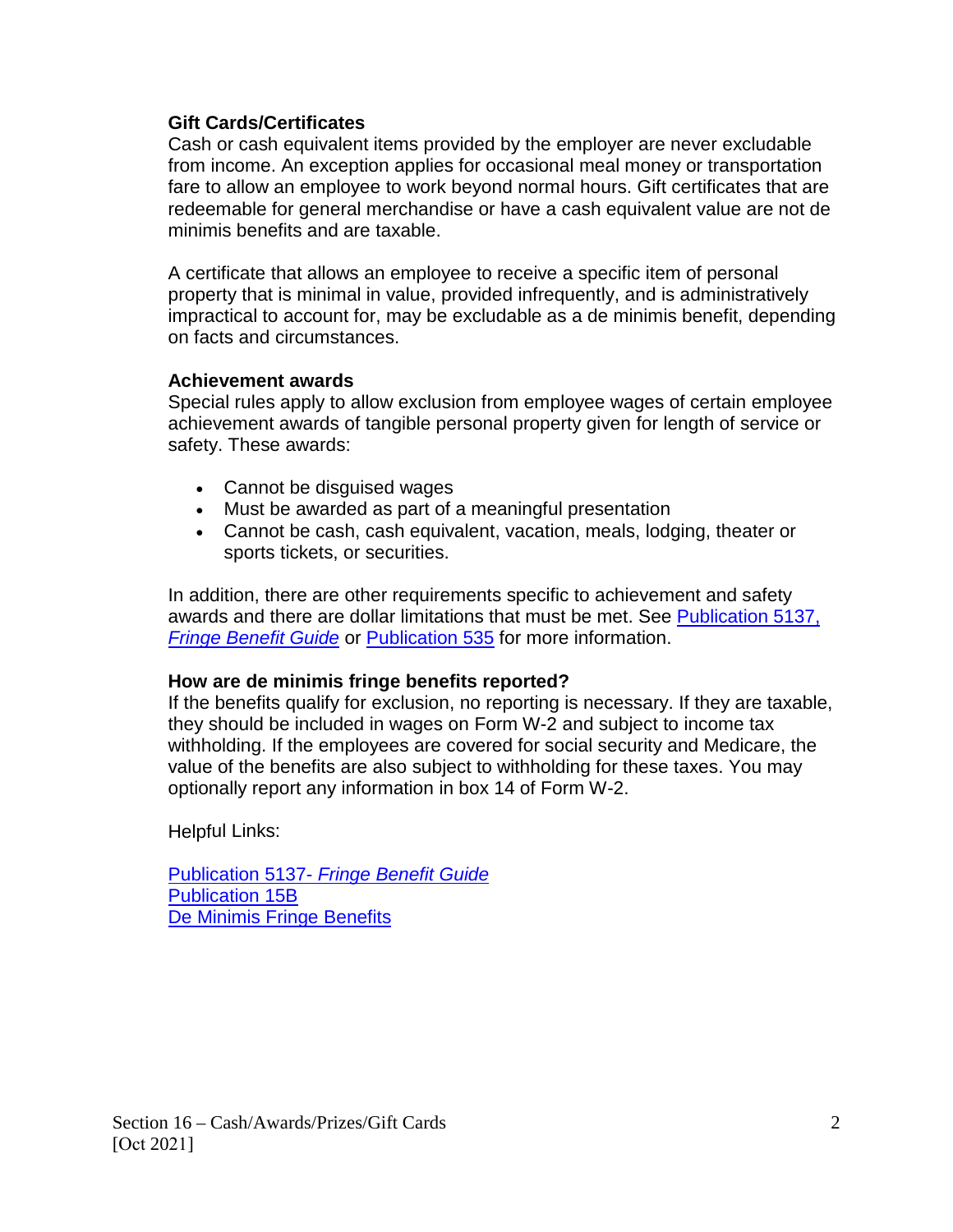**Gift Cards/Certificates**

Cash or cash equivalent items provided by the employer are never excludable from income. An exception applies for occasional meal money or transportation fare to allow an employee to work beyond normal hours. Gift certificates that are redeemable for general merchandise or have a cash equivalent value are not de minimis benefits and are taxable.

A certificate that allows an employee to receive a specific item of personal property that is minimal in value, provided infrequently, and is administratively impractical to account for, may be excludable as a de minimis benefit, depending on facts and circumstances.

**Achievement awards**

Special rules apply to allow exclusion from employee wages of certain employee achievement awards of tangible personal property given for length of service or safety. These awards:

- Cannot be disguised wages
- Must be awarded as part of a meaningful presentation
- Cannot be cash, cash equivalent, vacation, meals, lodging, theater or sports tickets, or securities.

In addition, there are other requirements specific to achievement and safety awards and there are dollar limitations that must be met. See Publication 5137, *Fringe Benefit Guide* or Publication 535 for more information.

**How are de minimis fringe benefits reported?**

If the benefits qualify for exclusion, no reporting is necessary. If they are taxable, they should be included in wages on Form W-2 and subject to income tax withholding. If the employees are covered for social security and Medicare, the value of the benefits are also subject to withholding for these taxes. You may optionally report any information in box 14 of Form W-2.

Helpful Links:

Publication 5137- *Fringe Benefit Guide*
Publication 15B
De Minimis Fringe Benefits